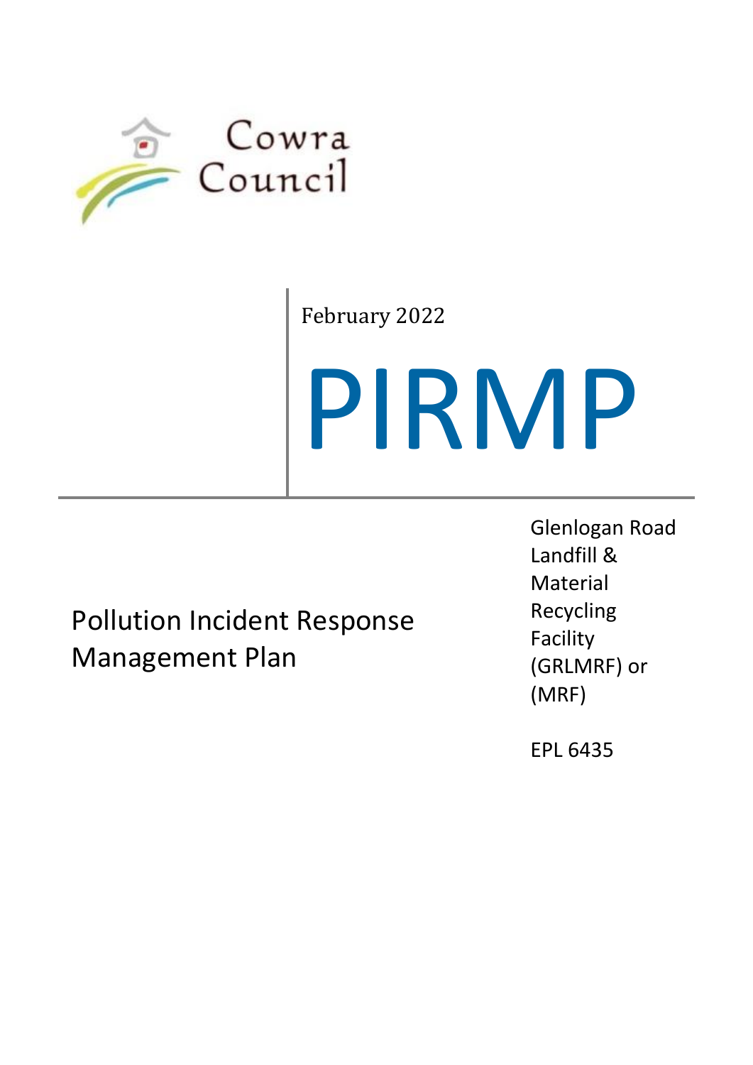Cowra Council

February 2022

# PIRMP

## Pollution Incident Response Management Plan

Glenlogan Road Landfill & Material Recycling Facility (GRLMRF) or (MRF)

EPL 6435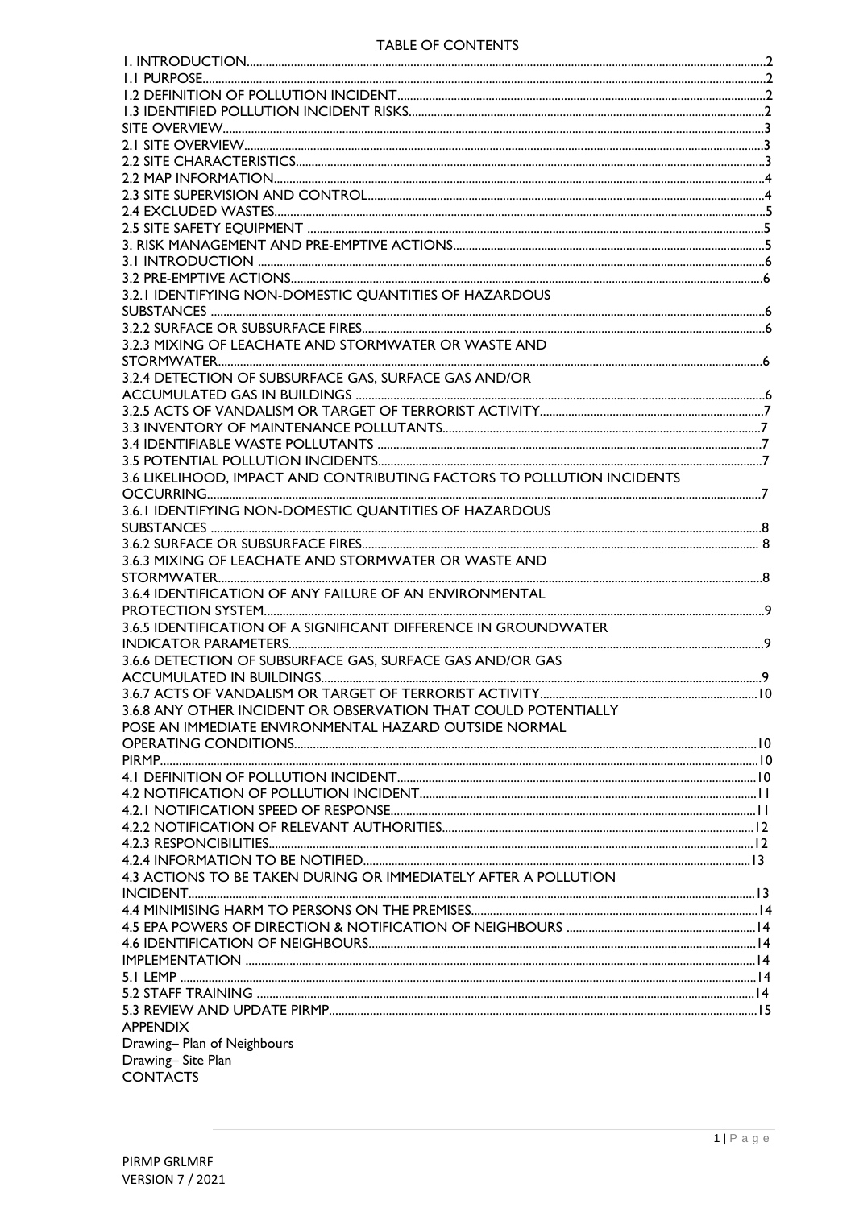TABLE OF CONTENTS

1. INTRODUCTION ........................................................................................................ 2
1.1 PURPOSE ................................................................................................................ 2
1.2 DEFINITION OF POLLUTION INCIDENT ................................................................. 2
1.3 IDENTIFIED POLLUTION INCIDENT RISKS ............................................................ 2
SITE OVERVIEW ........................................................................................................... 3
2.1 SITE OVERVIEW .................................................................................................... 3
2.2 SITE CHARACTERISTICS ........................................................................................ 3
2.2 MAP INFORMATION .............................................................................................. 4
2.3 SITE SUPERVISION AND CONTROL ...................................................................... 4
2.4 EXCLUDED WASTES ............................................................................................... 5
2.5 SITE SAFETY EQUIPMENT ..................................................................................... 5
3. RISK MANAGEMENT AND PRE-EMPTIVE ACTIONS ................................................ 5
3.1 INTRODUCTION .................................................................................................... 6
3.2 PRE-EMPTIVE ACTIONS ......................................................................................... 6
3.2.1 IDENTIFYING NON-DOMESTIC QUANTITIES OF HAZARDOUS SUBSTANCES ........ 6
3.2.2 SURFACE OR SUBSURFACE FIRES ..................................................................... 6
3.2.3 MIXING OF LEACHATE AND STORMWATER OR WASTE AND STORMWATER ........ 6
3.2.4 DETECTION OF SUBSURFACE GAS, SURFACE GAS AND/OR ACCUMULATED GAS IN BUILDINGS ........ 6
3.2.5 ACTS OF VANDALISM OR TARGET OF TERRORIST ACTIVITY ............................ 7
3.3 INVENTORY OF MAINTENANCE POLLUTANTS ...................................................... 7
3.4 IDENTIFIABLE WASTE POLLUTANTS .................................................................... 7
3.5 POTENTIAL POLLUTION INCIDENTS ..................................................................... 7
3.6 LIKELIHOOD, IMPACT AND CONTRIBUTING FACTORS TO POLLUTION INCIDENTS OCCURRING ........ 7
3.6.1 IDENTIFYING NON-DOMESTIC QUANTITIES OF HAZARDOUS SUBSTANCES ........ 8
3.6.2 SURFACE OR SUBSURFACE FIRES ..................................................................... 8
3.6.3 MIXING OF LEACHATE AND STORMWATER OR WASTE AND STORMWATER ........ 8
3.6.4 IDENTIFICATION OF ANY FAILURE OF AN ENVIRONMENTAL PROTECTION SYSTEM ........ 9
3.6.5 IDENTIFICATION OF A SIGNIFICANT DIFFERENCE IN GROUNDWATER INDICATOR PARAMETERS ........ 9
3.6.6 DETECTION OF SUBSURFACE GAS, SURFACE GAS AND/OR GAS ACCUMULATED IN BUILDINGS ........ 9
3.6.7 ACTS OF VANDALISM OR TARGET OF TERRORIST ACTIVITY ............................ 10
3.6.8 ANY OTHER INCIDENT OR OBSERVATION THAT COULD POTENTIALLY POSE AN IMMEDIATE ENVIRONMENTAL HAZARD OUTSIDE NORMAL OPERATING CONDITIONS ........ 10
PIRMP ........................................................................................................................ 10
4.1 DEFINITION OF POLLUTION INCIDENT ................................................................ 10
4.2 NOTIFICATION OF POLLUTION INCIDENT ............................................................ 11
4.2.1 NOTIFICATION SPEED OF RESPONSE ................................................................ 11
4.2.2 NOTIFICATION OF RELEVANT AUTHORITIES ..................................................... 12
4.2.3 RESPONCIBILITIES ........................................................................................... 12
4.2.4 INFORMATION TO BE NOTIFIED ........................................................................ 13
4.3 ACTIONS TO BE TAKEN DURING OR IMMEDIATELY AFTER A POLLUTION INCIDENT ........ 13
4.4 MINIMISING HARM TO PERSONS ON THE PREMISES ........................................... 14
4.5 EPA POWERS OF DIRECTION & NOTIFICATION OF NEIGHBOURS ....................... 14
4.6 IDENTIFICATION OF NEIGHBOURS ....................................................................... 14
IMPLEMENTATION ..................................................................................................... 14
5.1 LEMP .................................................................................................................... 14
5.2 STAFF TRAINING .................................................................................................. 14
5.3 REVIEW AND UPDATE PIRMP ................................................................................ 15
APPENDIX
Drawing– Plan of Neighbours
Drawing– Site Plan
CONTACTS

PIRMP GRLMRF
VERSION 7 / 2021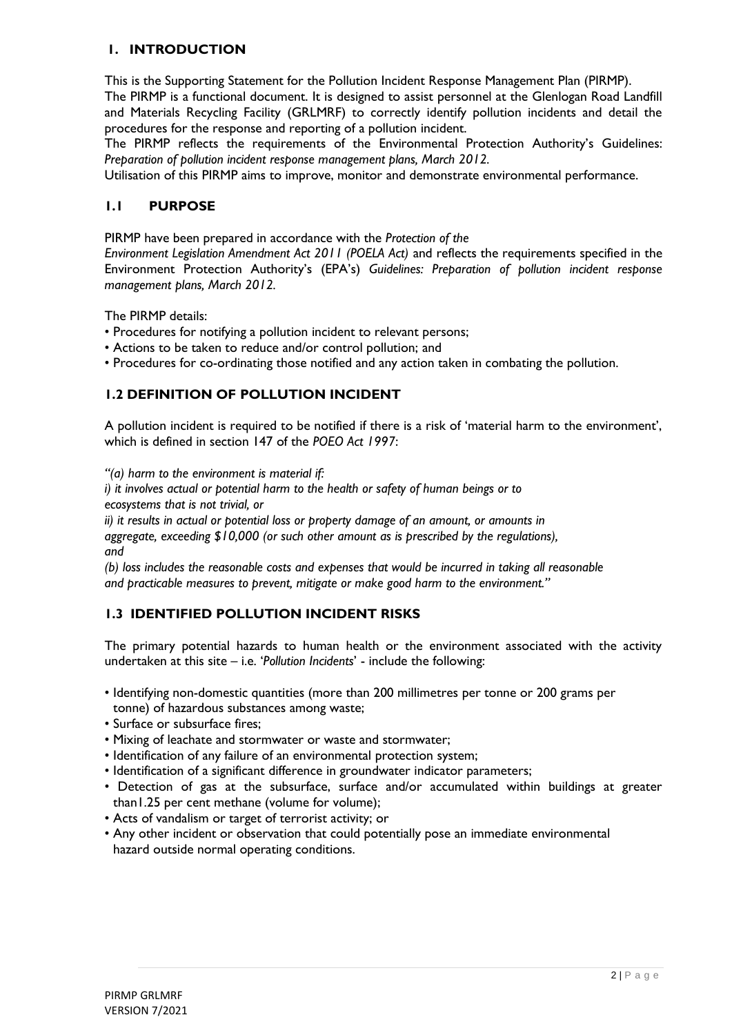## 1. INTRODUCTION

This is the Supporting Statement for the Pollution Incident Response Management Plan (PIRMP).

The PIRMP is a functional document. It is designed to assist personnel at the Glenlogan Road Landfill and Materials Recycling Facility (GRLMRF) to correctly identify pollution incidents and detail the procedures for the response and reporting of a pollution incident.

The PIRMP reflects the requirements of the Environmental Protection Authority's Guidelines: *Preparation of pollution incident response management plans, March 2012.*

Utilisation of this PIRMP aims to improve, monitor and demonstrate environmental performance.

### 1.1 PURPOSE

PIRMP have been prepared in accordance with the *Protection of the Environment Legislation Amendment Act 2011 (POELA Act)* and reflects the requirements specified in the Environment Protection Authority's (EPA's) *Guidelines: Preparation of pollution incident response management plans, March 2012.*

The PIRMP details:

- Procedures for notifying a pollution incident to relevant persons;
- Actions to be taken to reduce and/or control pollution; and
- Procedures for co-ordinating those notified and any action taken in combating the pollution.

### 1.2 DEFINITION OF POLLUTION INCIDENT

A pollution incident is required to be notified if there is a risk of 'material harm to the environment', which is defined in section 147 of the *POEO Act 1997*:

*"(a) harm to the environment is material if:*
*i) it involves actual or potential harm to the health or safety of human beings or to ecosystems that is not trivial, or*
*ii) it results in actual or potential loss or property damage of an amount, or amounts in aggregate, exceeding $10,000 (or such other amount as is prescribed by the regulations), and*
*(b) loss includes the reasonable costs and expenses that would be incurred in taking all reasonable and practicable measures to prevent, mitigate or make good harm to the environment."*

### 1.3 IDENTIFIED POLLUTION INCIDENT RISKS

The primary potential hazards to human health or the environment associated with the activity undertaken at this site – i.e. '*Pollution Incidents*' - include the following:

- Identifying non-domestic quantities (more than 200 millimetres per tonne or 200 grams per tonne) of hazardous substances among waste;
- Surface or subsurface fires;
- Mixing of leachate and stormwater or waste and stormwater;
- Identification of any failure of an environmental protection system;
- Identification of a significant difference in groundwater indicator parameters;
- Detection of gas at the subsurface, surface and/or accumulated within buildings at greater than1.25 per cent methane (volume for volume);
- Acts of vandalism or target of terrorist activity; or
- Any other incident or observation that could potentially pose an immediate environmental hazard outside normal operating conditions.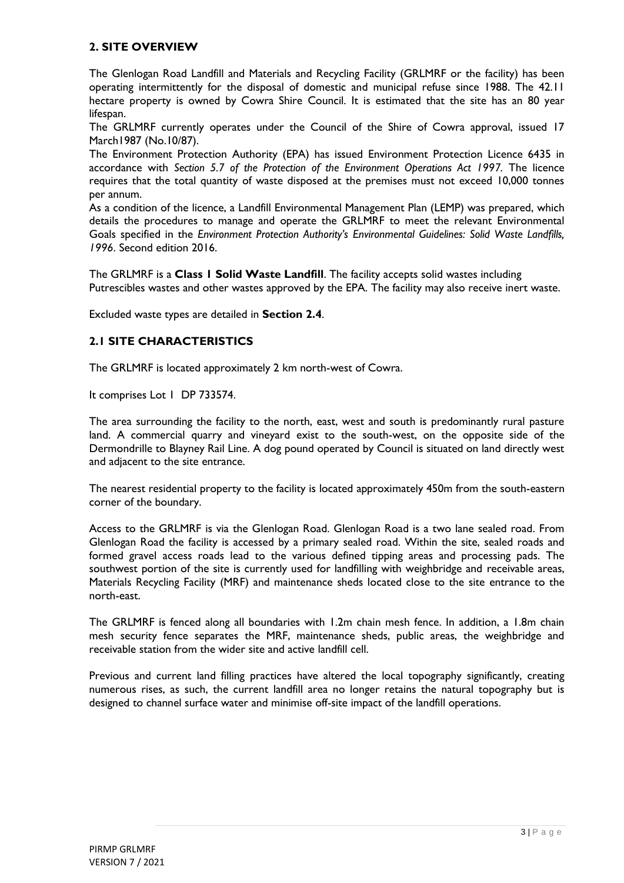## 2. SITE OVERVIEW

The Glenlogan Road Landfill and Materials and Recycling Facility (GRLMRF or the facility) has been operating intermittently for the disposal of domestic and municipal refuse since 1988. The 42.11 hectare property is owned by Cowra Shire Council. It is estimated that the site has an 80 year lifespan.

The GRLMRF currently operates under the Council of the Shire of Cowra approval, issued 17 March1987 (No.10/87).

The Environment Protection Authority (EPA) has issued Environment Protection Licence 6435 in accordance with *Section 5.7 of the Protection of the Environment Operations Act 1997*. The licence requires that the total quantity of waste disposed at the premises must not exceed 10,000 tonnes per annum.

As a condition of the licence, a Landfill Environmental Management Plan (LEMP) was prepared, which details the procedures to manage and operate the GRLMRF to meet the relevant Environmental Goals specified in the *Environment Protection Authority's Environmental Guidelines: Solid Waste Landfills, 1996*. Second edition 2016.

The GRLMRF is a **Class 1 Solid Waste Landfill**. The facility accepts solid wastes including Putrescibles wastes and other wastes approved by the EPA. The facility may also receive inert waste.

Excluded waste types are detailed in **Section 2.4**.

## 2.1 SITE CHARACTERISTICS

The GRLMRF is located approximately 2 km north-west of Cowra.

It comprises Lot 1 DP 733574.

The area surrounding the facility to the north, east, west and south is predominantly rural pasture land. A commercial quarry and vineyard exist to the south-west, on the opposite side of the Dermondrille to Blayney Rail Line. A dog pound operated by Council is situated on land directly west and adjacent to the site entrance.

The nearest residential property to the facility is located approximately 450m from the south-eastern corner of the boundary.

Access to the GRLMRF is via the Glenlogan Road. Glenlogan Road is a two lane sealed road. From Glenlogan Road the facility is accessed by a primary sealed road. Within the site, sealed roads and formed gravel access roads lead to the various defined tipping areas and processing pads. The southwest portion of the site is currently used for landfilling with weighbridge and receivable areas, Materials Recycling Facility (MRF) and maintenance sheds located close to the site entrance to the north-east.

The GRLMRF is fenced along all boundaries with 1.2m chain mesh fence. In addition, a 1.8m chain mesh security fence separates the MRF, maintenance sheds, public areas, the weighbridge and receivable station from the wider site and active landfill cell.

Previous and current land filling practices have altered the local topography significantly, creating numerous rises, as such, the current landfill area no longer retains the natural topography but is designed to channel surface water and minimise off-site impact of the landfill operations.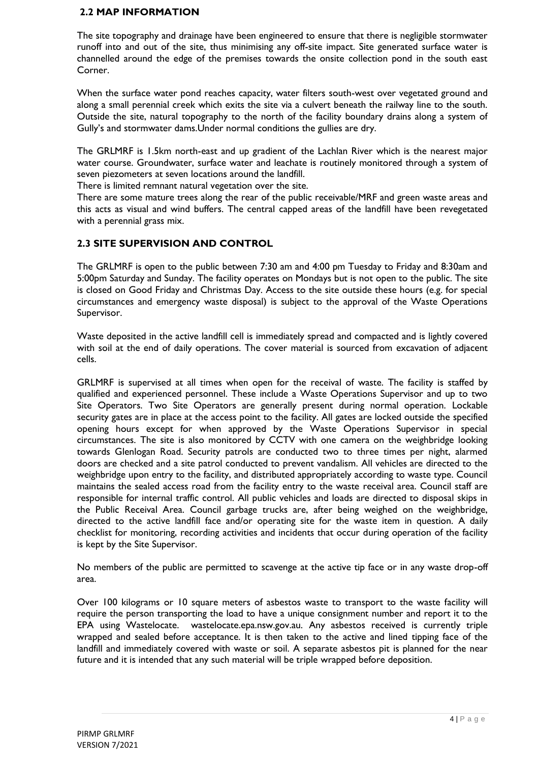## 2.2 MAP INFORMATION

The site topography and drainage have been engineered to ensure that there is negligible stormwater runoff into and out of the site, thus minimising any off-site impact. Site generated surface water is channelled around the edge of the premises towards the onsite collection pond in the south east Corner.

When the surface water pond reaches capacity, water filters south-west over vegetated ground and along a small perennial creek which exits the site via a culvert beneath the railway line to the south. Outside the site, natural topography to the north of the facility boundary drains along a system of Gully's and stormwater dams.Under normal conditions the gullies are dry.

The GRLMRF is 1.5km north-east and up gradient of the Lachlan River which is the nearest major water course. Groundwater, surface water and leachate is routinely monitored through a system of seven piezometers at seven locations around the landfill.

There is limited remnant natural vegetation over the site.

There are some mature trees along the rear of the public receivable/MRF and green waste areas and this acts as visual and wind buffers. The central capped areas of the landfill have been revegetated with a perennial grass mix.

## 2.3 SITE SUPERVISION AND CONTROL

The GRLMRF is open to the public between 7:30 am and 4:00 pm Tuesday to Friday and 8:30am and 5:00pm Saturday and Sunday. The facility operates on Mondays but is not open to the public. The site is closed on Good Friday and Christmas Day. Access to the site outside these hours (e.g. for special circumstances and emergency waste disposal) is subject to the approval of the Waste Operations Supervisor.

Waste deposited in the active landfill cell is immediately spread and compacted and is lightly covered with soil at the end of daily operations. The cover material is sourced from excavation of adjacent cells.

GRLMRF is supervised at all times when open for the receival of waste. The facility is staffed by qualified and experienced personnel. These include a Waste Operations Supervisor and up to two Site Operators. Two Site Operators are generally present during normal operation. Lockable security gates are in place at the access point to the facility. All gates are locked outside the specified opening hours except for when approved by the Waste Operations Supervisor in special circumstances. The site is also monitored by CCTV with one camera on the weighbridge looking towards Glenlogan Road. Security patrols are conducted two to three times per night, alarmed doors are checked and a site patrol conducted to prevent vandalism. All vehicles are directed to the weighbridge upon entry to the facility, and distributed appropriately according to waste type. Council maintains the sealed access road from the facility entry to the waste receival area. Council staff are responsible for internal traffic control. All public vehicles and loads are directed to disposal skips in the Public Receival Area. Council garbage trucks are, after being weighed on the weighbridge, directed to the active landfill face and/or operating site for the waste item in question. A daily checklist for monitoring, recording activities and incidents that occur during operation of the facility is kept by the Site Supervisor.

No members of the public are permitted to scavenge at the active tip face or in any waste drop-off area.

Over 100 kilograms or 10 square meters of asbestos waste to transport to the waste facility will require the person transporting the load to have a unique consignment number and report it to the EPA using Wastelocate. wastelocate.epa.nsw.gov.au. Any asbestos received is currently triple wrapped and sealed before acceptance. It is then taken to the active and lined tipping face of the landfill and immediately covered with waste or soil. A separate asbestos pit is planned for the near future and it is intended that any such material will be triple wrapped before deposition.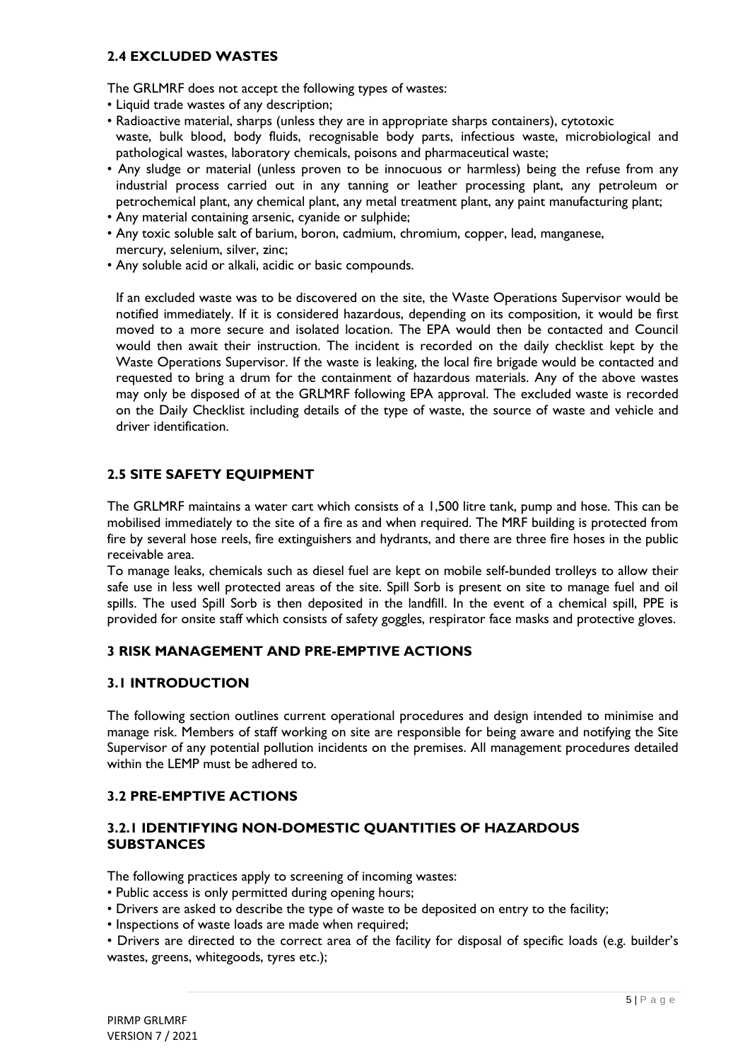## 2.4 EXCLUDED WASTES

The GRLMRF does not accept the following types of wastes:

- Liquid trade wastes of any description;
- Radioactive material, sharps (unless they are in appropriate sharps containers), cytotoxic waste, bulk blood, body fluids, recognisable body parts, infectious waste, microbiological and pathological wastes, laboratory chemicals, poisons and pharmaceutical waste;
- Any sludge or material (unless proven to be innocuous or harmless) being the refuse from any industrial process carried out in any tanning or leather processing plant, any petroleum or petrochemical plant, any chemical plant, any metal treatment plant, any paint manufacturing plant;
- Any material containing arsenic, cyanide or sulphide;
- Any toxic soluble salt of barium, boron, cadmium, chromium, copper, lead, manganese, mercury, selenium, silver, zinc;
- Any soluble acid or alkali, acidic or basic compounds.

If an excluded waste was to be discovered on the site, the Waste Operations Supervisor would be notified immediately. If it is considered hazardous, depending on its composition, it would be first moved to a more secure and isolated location. The EPA would then be contacted and Council would then await their instruction. The incident is recorded on the daily checklist kept by the Waste Operations Supervisor. If the waste is leaking, the local fire brigade would be contacted and requested to bring a drum for the containment of hazardous materials. Any of the above wastes may only be disposed of at the GRLMRF following EPA approval. The excluded waste is recorded on the Daily Checklist including details of the type of waste, the source of waste and vehicle and driver identification.

## 2.5 SITE SAFETY EQUIPMENT

The GRLMRF maintains a water cart which consists of a 1,500 litre tank, pump and hose. This can be mobilised immediately to the site of a fire as and when required. The MRF building is protected from fire by several hose reels, fire extinguishers and hydrants, and there are three fire hoses in the public receivable area.

To manage leaks, chemicals such as diesel fuel are kept on mobile self-bunded trolleys to allow their safe use in less well protected areas of the site. Spill Sorb is present on site to manage fuel and oil spills. The used Spill Sorb is then deposited in the landfill. In the event of a chemical spill, PPE is provided for onsite staff which consists of safety goggles, respirator face masks and protective gloves.

# 3 RISK MANAGEMENT AND PRE-EMPTIVE ACTIONS

## 3.1 INTRODUCTION

The following section outlines current operational procedures and design intended to minimise and manage risk. Members of staff working on site are responsible for being aware and notifying the Site Supervisor of any potential pollution incidents on the premises. All management procedures detailed within the LEMP must be adhered to.

## 3.2 PRE-EMPTIVE ACTIONS

### 3.2.1 IDENTIFYING NON-DOMESTIC QUANTITIES OF HAZARDOUS SUBSTANCES

The following practices apply to screening of incoming wastes:

- Public access is only permitted during opening hours;
- Drivers are asked to describe the type of waste to be deposited on entry to the facility;
- Inspections of waste loads are made when required;
- Drivers are directed to the correct area of the facility for disposal of specific loads (e.g. builder's wastes, greens, whitegoods, tyres etc.);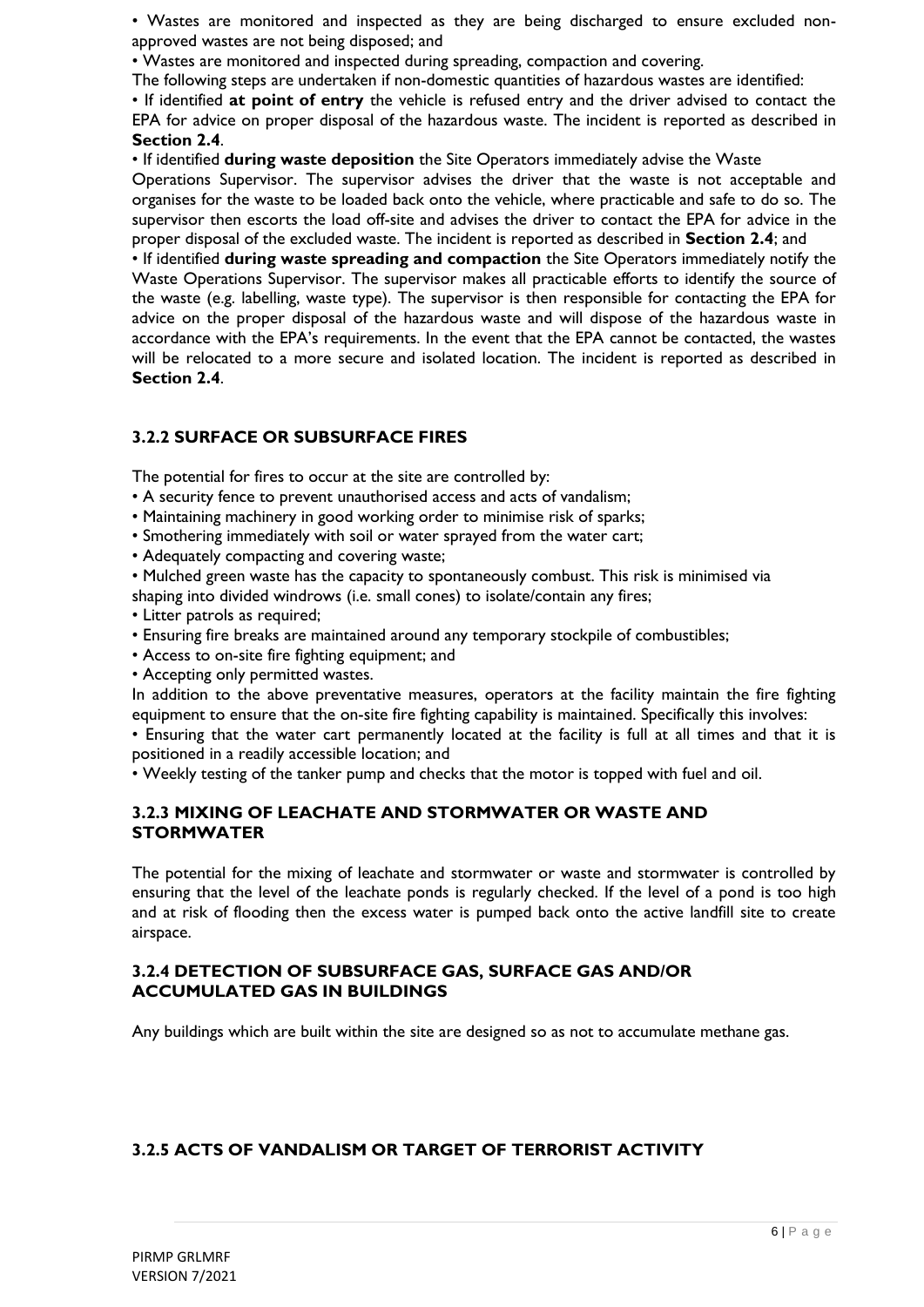- Wastes are monitored and inspected as they are being discharged to ensure excluded non-approved wastes are not being disposed; and
- Wastes are monitored and inspected during spreading, compaction and covering.

The following steps are undertaken if non-domestic quantities of hazardous wastes are identified:

- If identified **at point of entry** the vehicle is refused entry and the driver advised to contact the EPA for advice on proper disposal of the hazardous waste. The incident is reported as described in **Section 2.4**.
- If identified **during waste deposition** the Site Operators immediately advise the Waste Operations Supervisor. The supervisor advises the driver that the waste is not acceptable and organises for the waste to be loaded back onto the vehicle, where practicable and safe to do so. The supervisor then escorts the load off-site and advises the driver to contact the EPA for advice in the proper disposal of the excluded waste. The incident is reported as described in **Section 2.4**; and
- If identified **during waste spreading and compaction** the Site Operators immediately notify the Waste Operations Supervisor. The supervisor makes all practicable efforts to identify the source of the waste (e.g. labelling, waste type). The supervisor is then responsible for contacting the EPA for advice on the proper disposal of the hazardous waste and will dispose of the hazardous waste in accordance with the EPA's requirements. In the event that the EPA cannot be contacted, the wastes will be relocated to a more secure and isolated location. The incident is reported as described in **Section 2.4**.

### 3.2.2 SURFACE OR SUBSURFACE FIRES

The potential for fires to occur at the site are controlled by:

- A security fence to prevent unauthorised access and acts of vandalism;
- Maintaining machinery in good working order to minimise risk of sparks;
- Smothering immediately with soil or water sprayed from the water cart;
- Adequately compacting and covering waste;
- Mulched green waste has the capacity to spontaneously combust. This risk is minimised via shaping into divided windrows (i.e. small cones) to isolate/contain any fires;
- Litter patrols as required;
- Ensuring fire breaks are maintained around any temporary stockpile of combustibles;
- Access to on-site fire fighting equipment; and
- Accepting only permitted wastes.

In addition to the above preventative measures, operators at the facility maintain the fire fighting equipment to ensure that the on-site fire fighting capability is maintained. Specifically this involves:

- Ensuring that the water cart permanently located at the facility is full at all times and that it is positioned in a readily accessible location; and
- Weekly testing of the tanker pump and checks that the motor is topped with fuel and oil.

### 3.2.3 MIXING OF LEACHATE AND STORMWATER OR WASTE AND STORMWATER

The potential for the mixing of leachate and stormwater or waste and stormwater is controlled by ensuring that the level of the leachate ponds is regularly checked. If the level of a pond is too high and at risk of flooding then the excess water is pumped back onto the active landfill site to create airspace.

### 3.2.4 DETECTION OF SUBSURFACE GAS, SURFACE GAS AND/OR ACCUMULATED GAS IN BUILDINGS

Any buildings which are built within the site are designed so as not to accumulate methane gas.

### 3.2.5 ACTS OF VANDALISM OR TARGET OF TERRORIST ACTIVITY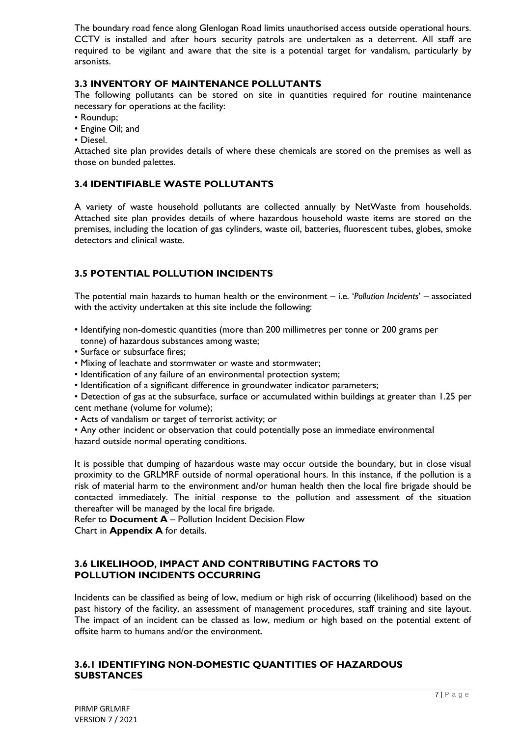The boundary road fence along Glenlogan Road limits unauthorised access outside operational hours. CCTV is installed and after hours security patrols are undertaken as a deterrent. All staff are required to be vigilant and aware that the site is a potential target for vandalism, particularly by arsonists.

### 3.3 INVENTORY OF MAINTENANCE POLLUTANTS

The following pollutants can be stored on site in quantities required for routine maintenance necessary for operations at the facility:

- Roundup;
- Engine Oil; and
- Diesel.

Attached site plan provides details of where these chemicals are stored on the premises as well as those on bunded palettes.

### 3.4 IDENTIFIABLE WASTE POLLUTANTS

A variety of waste household pollutants are collected annually by NetWaste from households. Attached site plan provides details of where hazardous household waste items are stored on the premises, including the location of gas cylinders, waste oil, batteries, fluorescent tubes, globes, smoke detectors and clinical waste.

### 3.5 POTENTIAL POLLUTION INCIDENTS

The potential main hazards to human health or the environment – i.e. '*Pollution Incidents*' – associated with the activity undertaken at this site include the following:

- Identifying non-domestic quantities (more than 200 millimetres per tonne or 200 grams per tonne) of hazardous substances among waste;
- Surface or subsurface fires;
- Mixing of leachate and stormwater or waste and stormwater;
- Identification of any failure of an environmental protection system;
- Identification of a significant difference in groundwater indicator parameters;
- Detection of gas at the subsurface, surface or accumulated within buildings at greater than 1.25 per cent methane (volume for volume);
- Acts of vandalism or target of terrorist activity; or
- Any other incident or observation that could potentially pose an immediate environmental hazard outside normal operating conditions.

It is possible that dumping of hazardous waste may occur outside the boundary, but in close visual proximity to the GRLMRF outside of normal operational hours. In this instance, if the pollution is a risk of material harm to the environment and/or human health then the local fire brigade should be contacted immediately. The initial response to the pollution and assessment of the situation thereafter will be managed by the local fire brigade.

Refer to **Document A** – Pollution Incident Decision Flow Chart in **Appendix A** for details.

### 3.6 LIKELIHOOD, IMPACT AND CONTRIBUTING FACTORS TO POLLUTION INCIDENTS OCCURRING

Incidents can be classified as being of low, medium or high risk of occurring (likelihood) based on the past history of the facility, an assessment of management procedures, staff training and site layout. The impact of an incident can be classed as low, medium or high based on the potential extent of offsite harm to humans and/or the environment.

### 3.6.1 IDENTIFYING NON-DOMESTIC QUANTITIES OF HAZARDOUS SUBSTANCES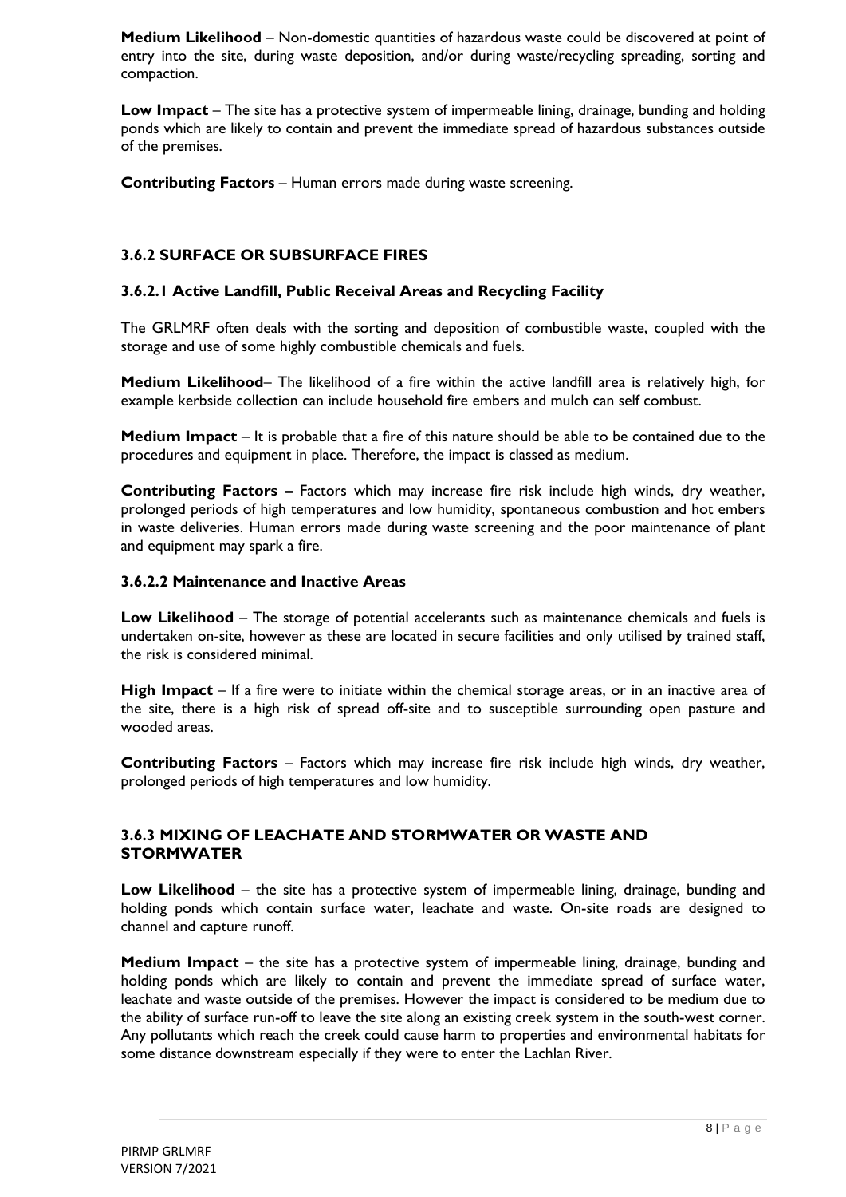**Medium Likelihood** – Non-domestic quantities of hazardous waste could be discovered at point of entry into the site, during waste deposition, and/or during waste/recycling spreading, sorting and compaction.

**Low Impact** – The site has a protective system of impermeable lining, drainage, bunding and holding ponds which are likely to contain and prevent the immediate spread of hazardous substances outside of the premises.

**Contributing Factors** – Human errors made during waste screening.

### 3.6.2 SURFACE OR SUBSURFACE FIRES

#### 3.6.2.1 Active Landfill, Public Receival Areas and Recycling Facility

The GRLMRF often deals with the sorting and deposition of combustible waste, coupled with the storage and use of some highly combustible chemicals and fuels.

**Medium Likelihood**– The likelihood of a fire within the active landfill area is relatively high, for example kerbside collection can include household fire embers and mulch can self combust.

**Medium Impact** – It is probable that a fire of this nature should be able to be contained due to the procedures and equipment in place. Therefore, the impact is classed as medium.

**Contributing Factors –** Factors which may increase fire risk include high winds, dry weather, prolonged periods of high temperatures and low humidity, spontaneous combustion and hot embers in waste deliveries. Human errors made during waste screening and the poor maintenance of plant and equipment may spark a fire.

#### 3.6.2.2 Maintenance and Inactive Areas

**Low Likelihood** – The storage of potential accelerants such as maintenance chemicals and fuels is undertaken on-site, however as these are located in secure facilities and only utilised by trained staff, the risk is considered minimal.

**High Impact** – If a fire were to initiate within the chemical storage areas, or in an inactive area of the site, there is a high risk of spread off-site and to susceptible surrounding open pasture and wooded areas.

**Contributing Factors** – Factors which may increase fire risk include high winds, dry weather, prolonged periods of high temperatures and low humidity.

### 3.6.3 MIXING OF LEACHATE AND STORMWATER OR WASTE AND STORMWATER

**Low Likelihood** – the site has a protective system of impermeable lining, drainage, bunding and holding ponds which contain surface water, leachate and waste. On-site roads are designed to channel and capture runoff.

**Medium Impact** – the site has a protective system of impermeable lining, drainage, bunding and holding ponds which are likely to contain and prevent the immediate spread of surface water, leachate and waste outside of the premises. However the impact is considered to be medium due to the ability of surface run-off to leave the site along an existing creek system in the south-west corner. Any pollutants which reach the creek could cause harm to properties and environmental habitats for some distance downstream especially if they were to enter the Lachlan River.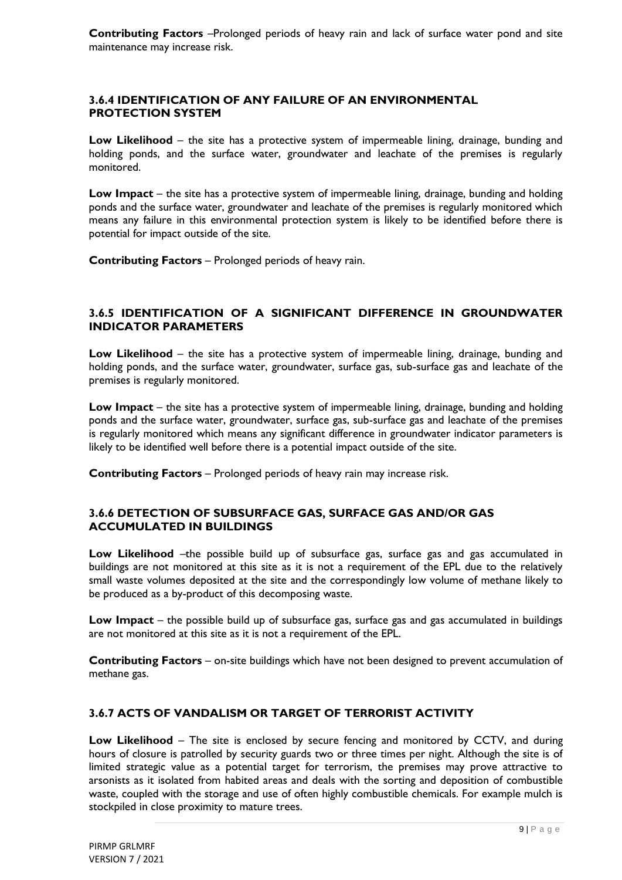**Contributing Factors** –Prolonged periods of heavy rain and lack of surface water pond and site maintenance may increase risk.

### 3.6.4 IDENTIFICATION OF ANY FAILURE OF AN ENVIRONMENTAL PROTECTION SYSTEM

**Low Likelihood** – the site has a protective system of impermeable lining, drainage, bunding and holding ponds, and the surface water, groundwater and leachate of the premises is regularly monitored.

**Low Impact** – the site has a protective system of impermeable lining, drainage, bunding and holding ponds and the surface water, groundwater and leachate of the premises is regularly monitored which means any failure in this environmental protection system is likely to be identified before there is potential for impact outside of the site.

**Contributing Factors** – Prolonged periods of heavy rain.

### 3.6.5 IDENTIFICATION OF A SIGNIFICANT DIFFERENCE IN GROUNDWATER INDICATOR PARAMETERS

**Low Likelihood** – the site has a protective system of impermeable lining, drainage, bunding and holding ponds, and the surface water, groundwater, surface gas, sub-surface gas and leachate of the premises is regularly monitored.

**Low Impact** – the site has a protective system of impermeable lining, drainage, bunding and holding ponds and the surface water, groundwater, surface gas, sub-surface gas and leachate of the premises is regularly monitored which means any significant difference in groundwater indicator parameters is likely to be identified well before there is a potential impact outside of the site.

**Contributing Factors** – Prolonged periods of heavy rain may increase risk.

### 3.6.6 DETECTION OF SUBSURFACE GAS, SURFACE GAS AND/OR GAS ACCUMULATED IN BUILDINGS

**Low Likelihood** –the possible build up of subsurface gas, surface gas and gas accumulated in buildings are not monitored at this site as it is not a requirement of the EPL due to the relatively small waste volumes deposited at the site and the correspondingly low volume of methane likely to be produced as a by-product of this decomposing waste.

**Low Impact** – the possible build up of subsurface gas, surface gas and gas accumulated in buildings are not monitored at this site as it is not a requirement of the EPL.

**Contributing Factors** – on-site buildings which have not been designed to prevent accumulation of methane gas.

### 3.6.7 ACTS OF VANDALISM OR TARGET OF TERRORIST ACTIVITY

**Low Likelihood** – The site is enclosed by secure fencing and monitored by CCTV, and during hours of closure is patrolled by security guards two or three times per night. Although the site is of limited strategic value as a potential target for terrorism, the premises may prove attractive to arsonists as it isolated from habited areas and deals with the sorting and deposition of combustible waste, coupled with the storage and use of often highly combustible chemicals. For example mulch is stockpiled in close proximity to mature trees.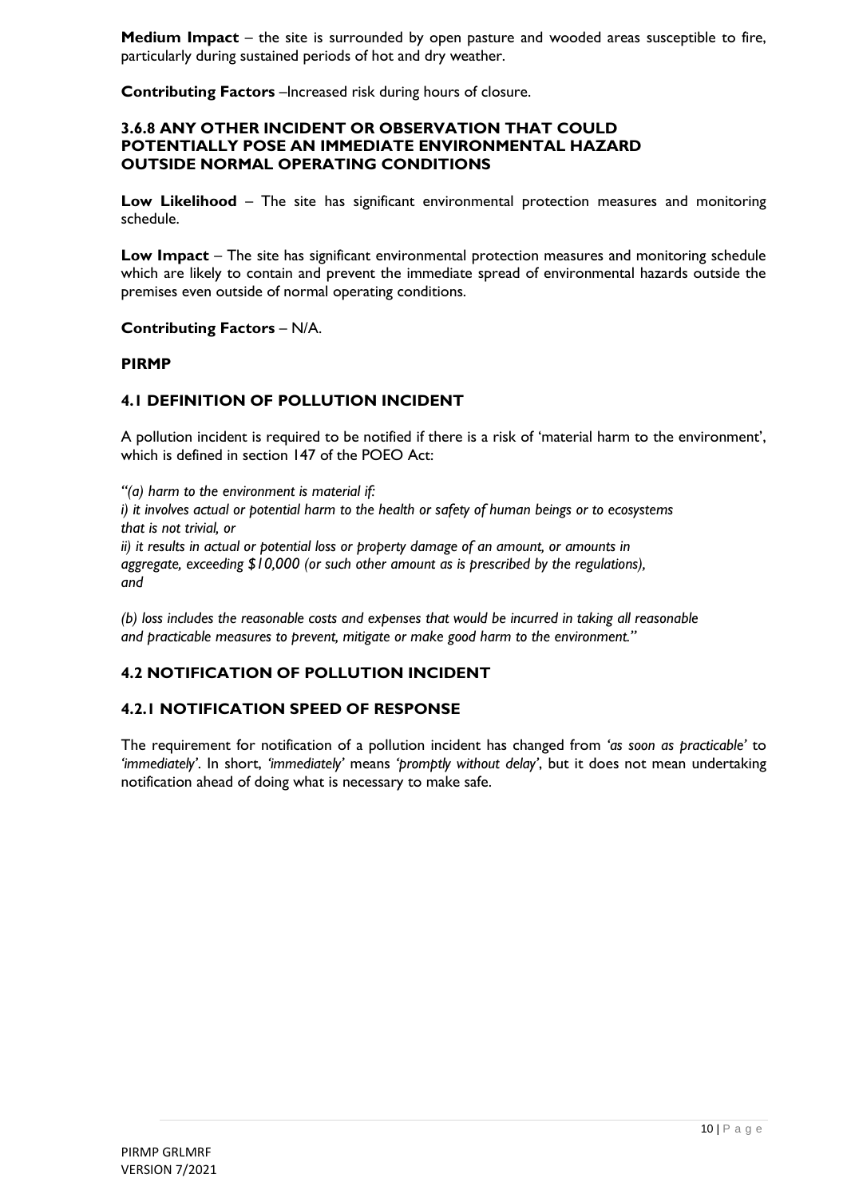**Medium Impact** – the site is surrounded by open pasture and wooded areas susceptible to fire, particularly during sustained periods of hot and dry weather.

**Contributing Factors** –Increased risk during hours of closure.

### 3.6.8 ANY OTHER INCIDENT OR OBSERVATION THAT COULD POTENTIALLY POSE AN IMMEDIATE ENVIRONMENTAL HAZARD OUTSIDE NORMAL OPERATING CONDITIONS

**Low Likelihood** – The site has significant environmental protection measures and monitoring schedule.

**Low Impact** – The site has significant environmental protection measures and monitoring schedule which are likely to contain and prevent the immediate spread of environmental hazards outside the premises even outside of normal operating conditions.

**Contributing Factors** – N/A.

## PIRMP

### 4.1 DEFINITION OF POLLUTION INCIDENT

A pollution incident is required to be notified if there is a risk of 'material harm to the environment', which is defined in section 147 of the POEO Act:

*"(a) harm to the environment is material if:*
*i) it involves actual or potential harm to the health or safety of human beings or to ecosystems that is not trivial, or*
*ii) it results in actual or potential loss or property damage of an amount, or amounts in aggregate, exceeding $10,000 (or such other amount as is prescribed by the regulations), and*

*(b) loss includes the reasonable costs and expenses that would be incurred in taking all reasonable and practicable measures to prevent, mitigate or make good harm to the environment."*

### 4.2 NOTIFICATION OF POLLUTION INCIDENT

#### 4.2.1 NOTIFICATION SPEED OF RESPONSE

The requirement for notification of a pollution incident has changed from *'as soon as practicable'* to *'immediately'*. In short, *'immediately'* means *'promptly without delay'*, but it does not mean undertaking notification ahead of doing what is necessary to make safe.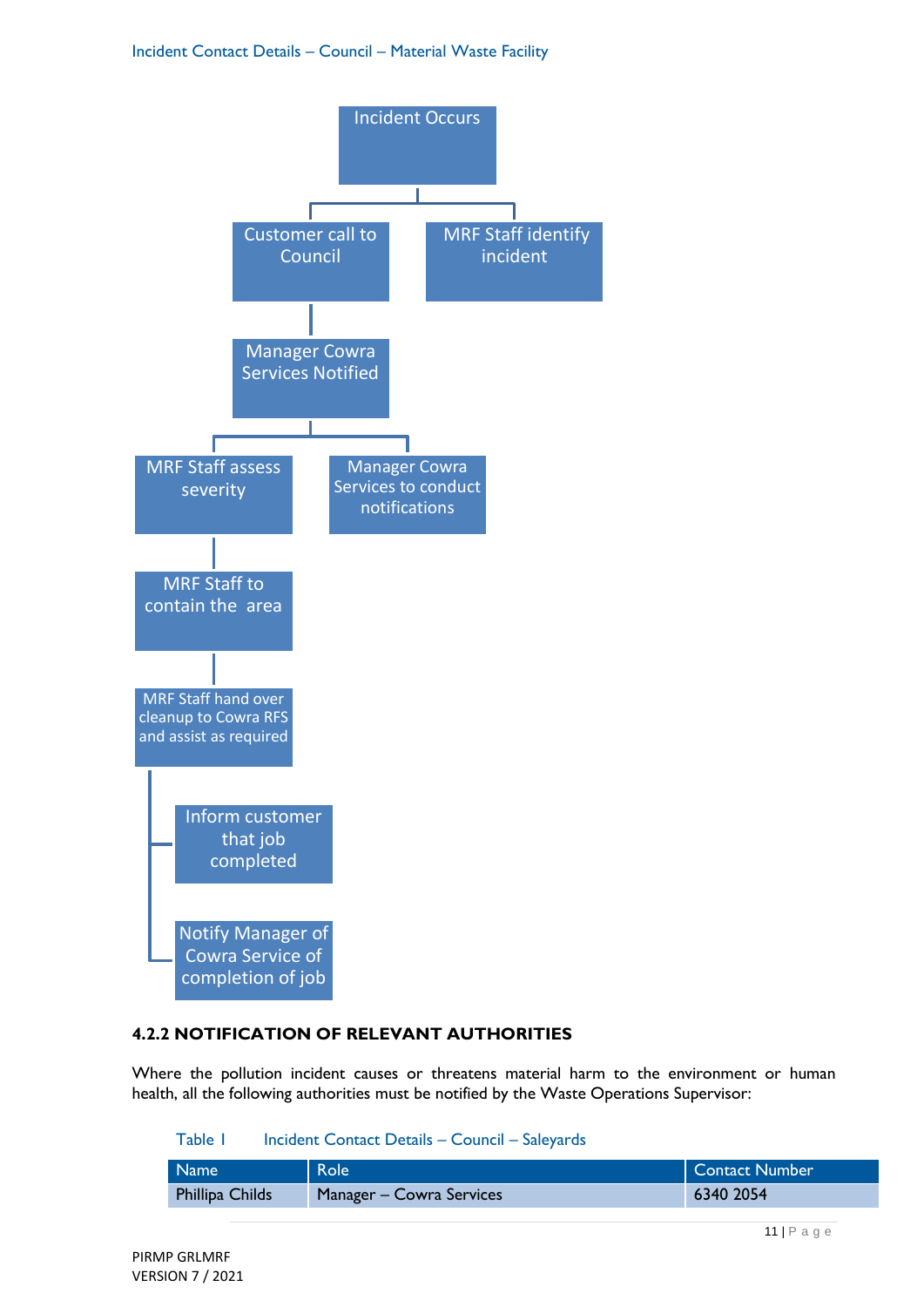Incident Contact Details – Council – Material Waste Facility

- Incident Occurs
  - Customer call to Council
    - Manager Cowra Services Notified
      - MRF Staff assess severity
        - MRF Staff to contain the area
          - MRF Staff hand over cleanup to Cowra RFS and assist as required
            - Inform customer that job completed
            - Notify Manager of Cowra Service of completion of job
      - Manager Cowra Services to conduct notifications
  - MRF Staff identify incident

### 4.2.2 NOTIFICATION OF RELEVANT AUTHORITIES

Where the pollution incident causes or threatens material harm to the environment or human health, all the following authorities must be notified by the Waste Operations Supervisor:

Table 1 Incident Contact Details – Council – Saleyards

| Name | Role | Contact Number |
|---|---|---|
| Phillipa Childs | Manager – Cowra Services | 6340 2054 |

PIRMP GRLMRF
VERSION 7 / 2021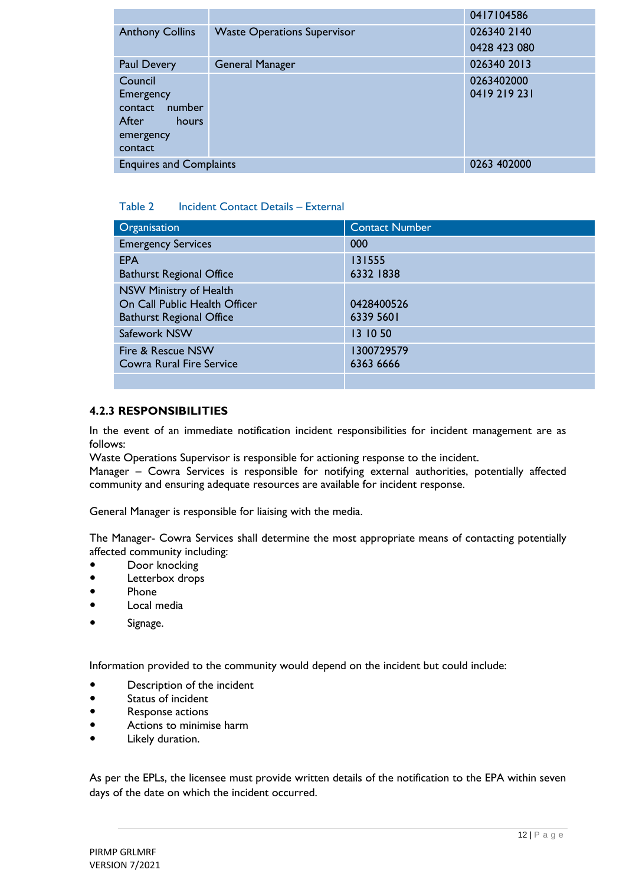| | | |
|---|---|---|
| | | 0417104586 |
| Anthony Collins | Waste Operations Supervisor | 026340 2140<br>0428 423 080 |
| Paul Devery | General Manager | 026340 2013 |
| Council Emergency contact number After hours emergency contact | | 0263402000<br>0419 219 231 |
| Enquires and Complaints | | 0263 402000 |

Table 2 Incident Contact Details – External

| Organisation | Contact Number |
|---|---|
| Emergency Services | 000 |
| EPA<br>Bathurst Regional Office | 131555<br>6332 1838 |
| NSW Ministry of Health<br>On Call Public Health Officer<br>Bathurst Regional Office | <br>0428400526<br>6339 5601 |
| Safework NSW | 13 10 50 |
| Fire & Rescue NSW<br>Cowra Rural Fire Service | 1300729579<br>6363 6666 |
| | |

#### 4.2.3 RESPONSIBILITIES

In the event of an immediate notification incident responsibilities for incident management are as follows:
Waste Operations Supervisor is responsible for actioning response to the incident.
Manager – Cowra Services is responsible for notifying external authorities, potentially affected community and ensuring adequate resources are available for incident response.

General Manager is responsible for liaising with the media.

The Manager- Cowra Services shall determine the most appropriate means of contacting potentially affected community including:

- Door knocking
- Letterbox drops
- Phone
- Local media
- Signage.

Information provided to the community would depend on the incident but could include:

- Description of the incident
- Status of incident
- Response actions
- Actions to minimise harm
- Likely duration.

As per the EPLs, the licensee must provide written details of the notification to the EPA within seven days of the date on which the incident occurred.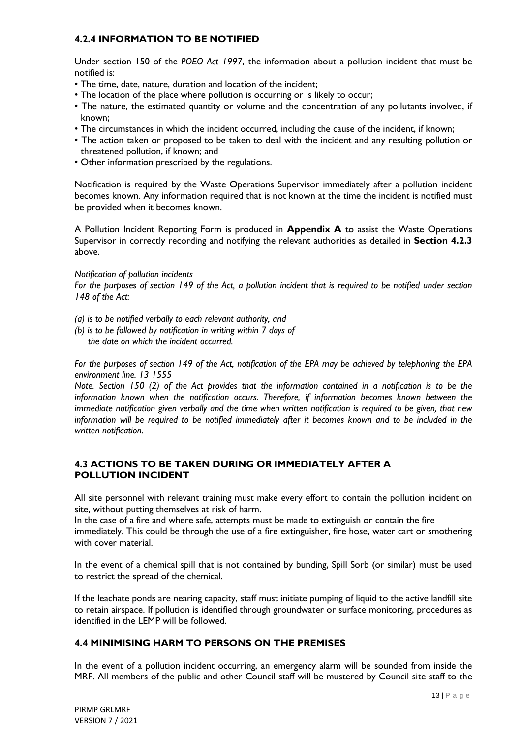### 4.2.4 INFORMATION TO BE NOTIFIED

Under section 150 of the *POEO Act 1997*, the information about a pollution incident that must be notified is:

- The time, date, nature, duration and location of the incident;
- The location of the place where pollution is occurring or is likely to occur;
- The nature, the estimated quantity or volume and the concentration of any pollutants involved, if known;
- The circumstances in which the incident occurred, including the cause of the incident, if known;
- The action taken or proposed to be taken to deal with the incident and any resulting pollution or threatened pollution, if known; and
- Other information prescribed by the regulations.

Notification is required by the Waste Operations Supervisor immediately after a pollution incident becomes known. Any information required that is not known at the time the incident is notified must be provided when it becomes known.

A Pollution Incident Reporting Form is produced in **Appendix A** to assist the Waste Operations Supervisor in correctly recording and notifying the relevant authorities as detailed in **Section 4.2.3** above.

*Notification of pollution incidents*

*For the purposes of section 149 of the Act, a pollution incident that is required to be notified under section 148 of the Act:*

*(a) is to be notified verbally to each relevant authority, and*
*(b) is to be followed by notification in writing within 7 days of the date on which the incident occurred.*

*For the purposes of section 149 of the Act, notification of the EPA may be achieved by telephoning the EPA environment line. 13 1555*

*Note. Section 150 (2) of the Act provides that the information contained in a notification is to be the information known when the notification occurs. Therefore, if information becomes known between the immediate notification given verbally and the time when written notification is required to be given, that new information will be required to be notified immediately after it becomes known and to be included in the written notification.*

### 4.3 ACTIONS TO BE TAKEN DURING OR IMMEDIATELY AFTER A POLLUTION INCIDENT

All site personnel with relevant training must make every effort to contain the pollution incident on site, without putting themselves at risk of harm.
In the case of a fire and where safe, attempts must be made to extinguish or contain the fire immediately. This could be through the use of a fire extinguisher, fire hose, water cart or smothering with cover material.

In the event of a chemical spill that is not contained by bunding, Spill Sorb (or similar) must be used to restrict the spread of the chemical.

If the leachate ponds are nearing capacity, staff must initiate pumping of liquid to the active landfill site to retain airspace. If pollution is identified through groundwater or surface monitoring, procedures as identified in the LEMP will be followed.

### 4.4 MINIMISING HARM TO PERSONS ON THE PREMISES

In the event of a pollution incident occurring, an emergency alarm will be sounded from inside the MRF. All members of the public and other Council staff will be mustered by Council site staff to the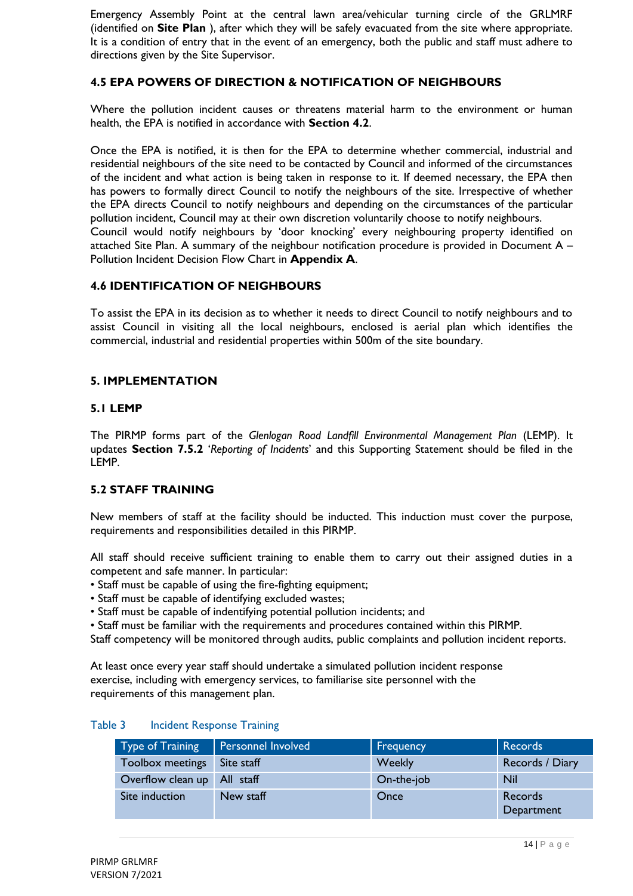Emergency Assembly Point at the central lawn area/vehicular turning circle of the GRLMRF (identified on **Site Plan** ), after which they will be safely evacuated from the site where appropriate. It is a condition of entry that in the event of an emergency, both the public and staff must adhere to directions given by the Site Supervisor.

### 4.5 EPA POWERS OF DIRECTION & NOTIFICATION OF NEIGHBOURS

Where the pollution incident causes or threatens material harm to the environment or human health, the EPA is notified in accordance with **Section 4.2**.

Once the EPA is notified, it is then for the EPA to determine whether commercial, industrial and residential neighbours of the site need to be contacted by Council and informed of the circumstances of the incident and what action is being taken in response to it. If deemed necessary, the EPA then has powers to formally direct Council to notify the neighbours of the site. Irrespective of whether the EPA directs Council to notify neighbours and depending on the circumstances of the particular pollution incident, Council may at their own discretion voluntarily choose to notify neighbours.
Council would notify neighbours by 'door knocking' every neighbouring property identified on attached Site Plan. A summary of the neighbour notification procedure is provided in Document A – Pollution Incident Decision Flow Chart in **Appendix A**.

### 4.6 IDENTIFICATION OF NEIGHBOURS

To assist the EPA in its decision as to whether it needs to direct Council to notify neighbours and to assist Council in visiting all the local neighbours, enclosed is aerial plan which identifies the commercial, industrial and residential properties within 500m of the site boundary.

## 5. IMPLEMENTATION

### 5.1 LEMP

The PIRMP forms part of the *Glenlogan Road Landfill Environmental Management Plan* (LEMP). It updates **Section 7.5.2** '*Reporting of Incidents*' and this Supporting Statement should be filed in the LEMP.

### 5.2 STAFF TRAINING

New members of staff at the facility should be inducted. This induction must cover the purpose, requirements and responsibilities detailed in this PIRMP.

All staff should receive sufficient training to enable them to carry out their assigned duties in a competent and safe manner. In particular:

- Staff must be capable of using the fire-fighting equipment;
- Staff must be capable of identifying excluded wastes;
- Staff must be capable of indentifying potential pollution incidents; and
- Staff must be familiar with the requirements and procedures contained within this PIRMP.

Staff competency will be monitored through audits, public complaints and pollution incident reports.

At least once every year staff should undertake a simulated pollution incident response exercise, including with emergency services, to familiarise site personnel with the requirements of this management plan.

Table 3 Incident Response Training

| Type of Training | Personnel Involved | Frequency | Records |
|---|---|---|---|
| Toolbox meetings | Site staff | Weekly | Records / Diary |
| Overflow clean up | All staff | On-the-job | Nil |
| Site induction | New staff | Once | Records Department |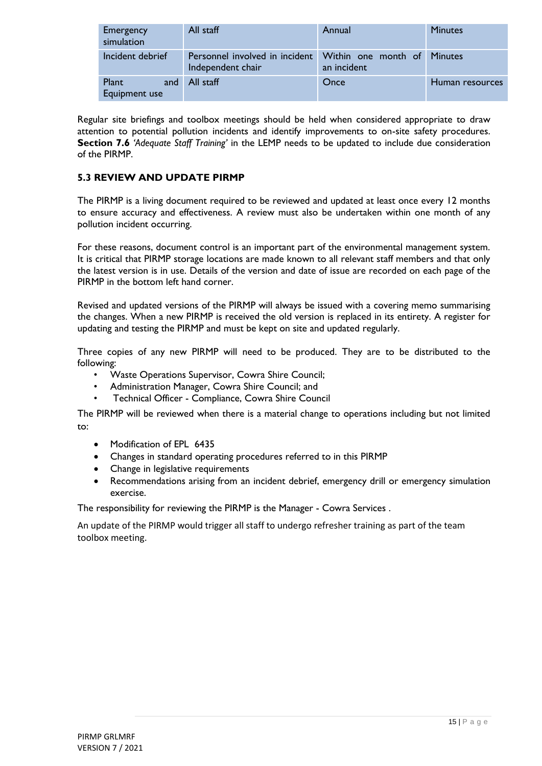| Emergency simulation | All staff | Annual | Minutes |
|---|---|---|---|
| Incident debrief | Personnel involved in incident Independent chair | Within one month of an incident | Minutes |
| Plant and Equipment use | All staff | Once | Human resources |

Regular site briefings and toolbox meetings should be held when considered appropriate to draw attention to potential pollution incidents and identify improvements to on-site safety procedures. **Section 7.6** *'Adequate Staff Training'* in the LEMP needs to be updated to include due consideration of the PIRMP.

### 5.3 REVIEW AND UPDATE PIRMP

The PIRMP is a living document required to be reviewed and updated at least once every 12 months to ensure accuracy and effectiveness. A review must also be undertaken within one month of any pollution incident occurring.

For these reasons, document control is an important part of the environmental management system. It is critical that PIRMP storage locations are made known to all relevant staff members and that only the latest version is in use. Details of the version and date of issue are recorded on each page of the PIRMP in the bottom left hand corner.

Revised and updated versions of the PIRMP will always be issued with a covering memo summarising the changes. When a new PIRMP is received the old version is replaced in its entirety. A register for updating and testing the PIRMP and must be kept on site and updated regularly.

Three copies of any new PIRMP will need to be produced. They are to be distributed to the following:

- Waste Operations Supervisor, Cowra Shire Council;
- Administration Manager, Cowra Shire Council; and
- Technical Officer - Compliance, Cowra Shire Council

The PIRMP will be reviewed when there is a material change to operations including but not limited to:

- Modification of EPL 6435
- Changes in standard operating procedures referred to in this PIRMP
- Change in legislative requirements
- Recommendations arising from an incident debrief, emergency drill or emergency simulation exercise.

The responsibility for reviewing the PIRMP is the Manager - Cowra Services .

An update of the PIRMP would trigger all staff to undergo refresher training as part of the team toolbox meeting.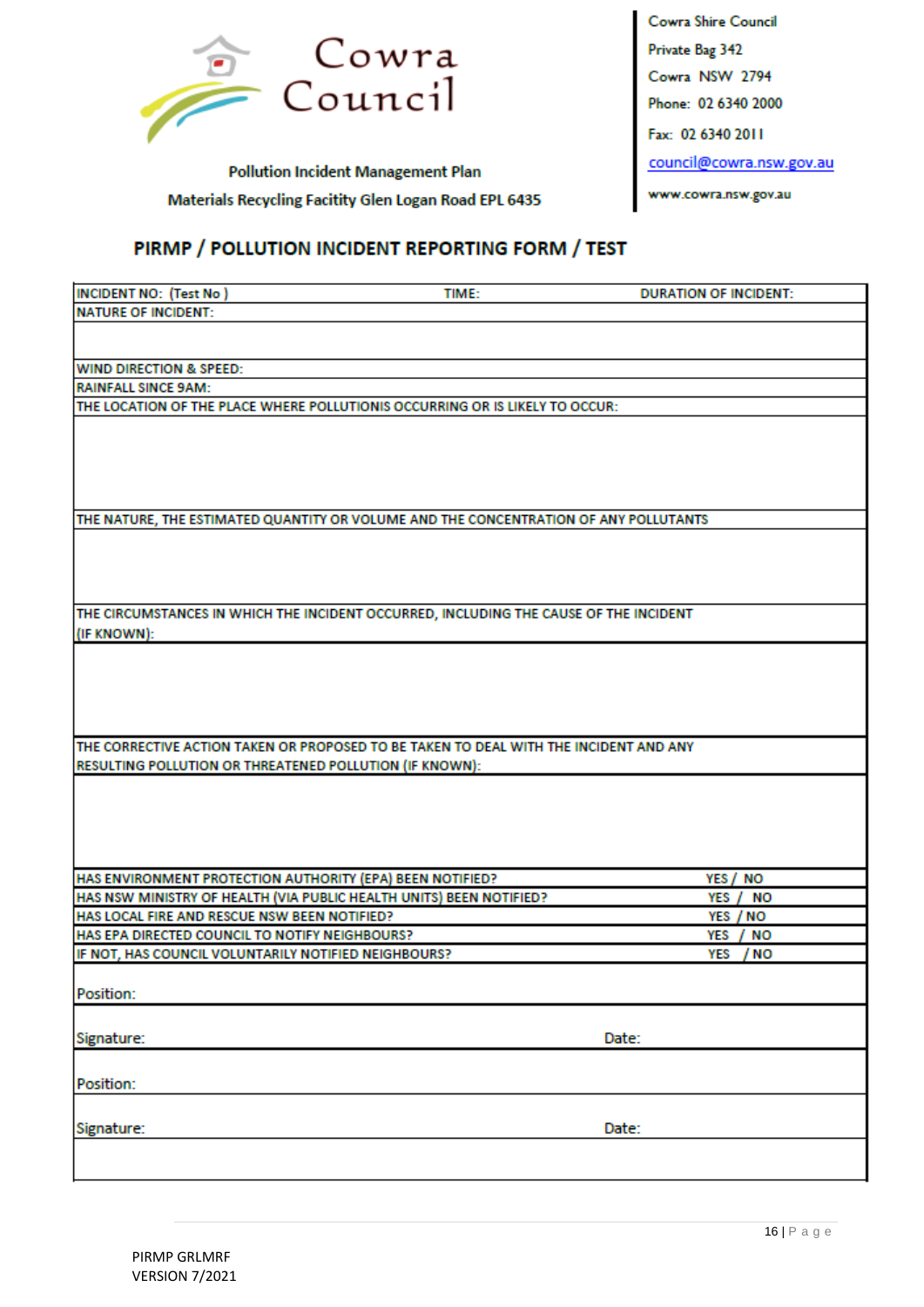Cowra Council

Cowra Shire Council
Private Bag 342
Cowra NSW 2794
Phone: 02 6340 2000
Fax: 02 6340 2011
council@cowra.nsw.gov.au
www.cowra.nsw.gov.au

**Pollution Incident Management Plan**

**Materials Recycling Facitity Glen Logan Road EPL 6435**

## PIRMP / POLLUTION INCIDENT REPORTING FORM / TEST

| INCIDENT NO: (Test No ) | TIME: | DURATION OF INCIDENT: |
|---|---|---|
| NATURE OF INCIDENT: | | |
| | | |
| WIND DIRECTION & SPEED: | | |
| RAINFALL SINCE 9AM: | | |
| THE LOCATION OF THE PLACE WHERE POLLUTIONIS OCCURRING OR IS LIKELY TO OCCUR: | | |
| | | |
| THE NATURE, THE ESTIMATED QUANTITY OR VOLUME AND THE CONCENTRATION OF ANY POLLUTANTS | | |
| | | |
| THE CIRCUMSTANCES IN WHICH THE INCIDENT OCCURRED, INCLUDING THE CAUSE OF THE INCIDENT (IF KNOWN): | | |
| | | |
| THE CORRECTIVE ACTION TAKEN OR PROPOSED TO BE TAKEN TO DEAL WITH THE INCIDENT AND ANY RESULTING POLLUTION OR THREATENED POLLUTION (IF KNOWN): | | |
| | | |
| HAS ENVIRONMENT PROTECTION AUTHORITY (EPA) BEEN NOTIFIED? | | YES / NO |
| HAS NSW MINISTRY OF HEALTH (VIA PUBLIC HEALTH UNITS) BEEN NOTIFIED? | | YES / NO |
| HAS LOCAL FIRE AND RESCUE NSW BEEN NOTIFIED? | | YES / NO |
| HAS EPA DIRECTED COUNCIL TO NOTIFY NEIGHBOURS? | | YES / NO |
| IF NOT, HAS COUNCIL VOLUNTARILY NOTIFIED NEIGHBOURS? | | YES / NO |
| Position: | | |
| Signature: | Date: | |
| Position: | | |
| Signature: | Date: | |
| | | |

PIRMP GRLMRF
VERSION 7/2021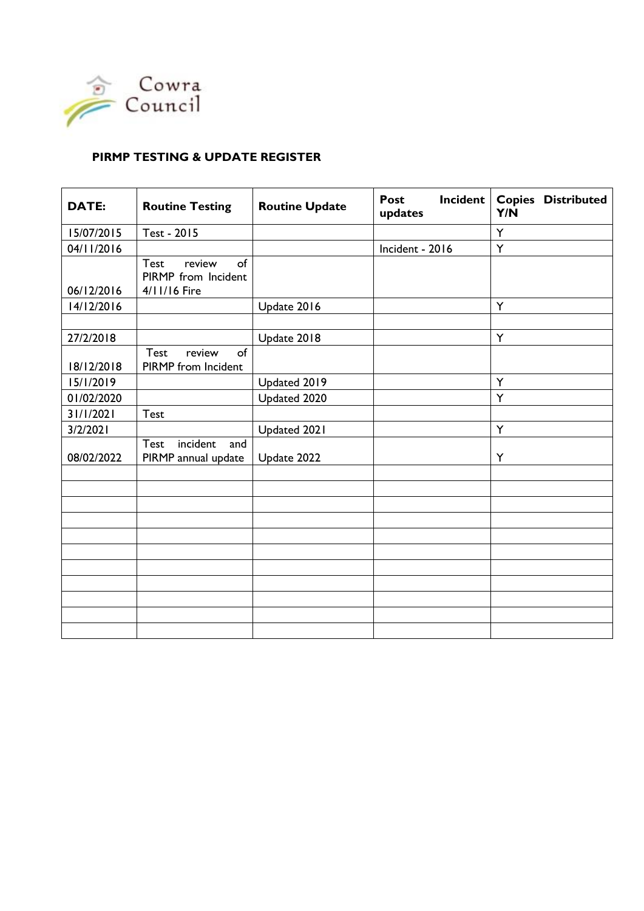Cowra Council

**PIRMP TESTING & UPDATE REGISTER**

| DATE: | Routine Testing | Routine Update | Post Incident updates | Copies Distributed Y/N |
|---|---|---|---|---|
| 15/07/2015 | Test - 2015 | | | Y |
| 04/11/2016 | | | Incident - 2016 | Y |
| 06/12/2016 | Test review of PIRMP from Incident 4/11/16 Fire | | | |
| 14/12/2016 | | Update 2016 | | Y |
| | | | | |
| 27/2/2018 | | Update 2018 | | Y |
| 18/12/2018 | Test review of PIRMP from Incident | | | |
| 15/1/2019 | | Updated 2019 | | Y |
| 01/02/2020 | | Updated 2020 | | Y |
| 31/1/2021 | Test | | | |
| 3/2/2021 | | Updated 2021 | | Y |
| 08/02/2022 | Test incident and PIRMP annual update | Update 2022 | | Y |
| | | | | |
| | | | | |
| | | | | |
| | | | | |
| | | | | |
| | | | | |
| | | | | |
| | | | | |
| | | | | |
| | | | | |
| | | | | |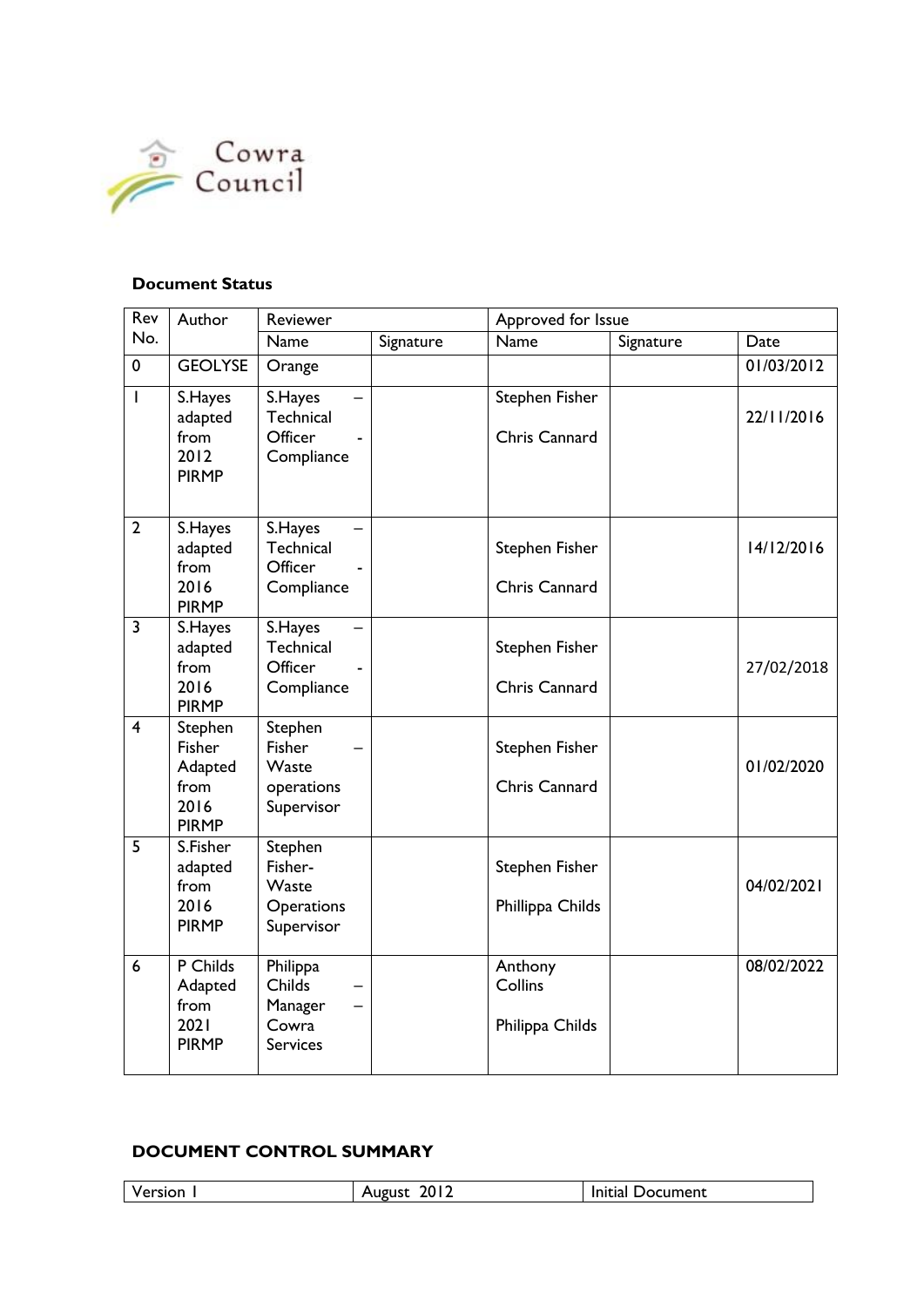Cowra Council

**Document Status**

| Rev No. | Author | Reviewer | | Approved for Issue | | |
|---|---|---|---|---|---|---|
| | | Name | Signature | Name | Signature | Date |
| 0 | GEOLYSE | Orange | | | | 01/03/2012 |
| 1 | S.Hayes adapted from 2012 PIRMP | S.Hayes – Technical Officer - Compliance | | Stephen Fisher<br><br>Chris Cannard | | 22/11/2016 |
| 2 | S.Hayes adapted from 2016 PIRMP | S.Hayes – Technical Officer - Compliance | | Stephen Fisher<br><br>Chris Cannard | | 14/12/2016 |
| 3 | S.Hayes adapted from 2016 PIRMP | S.Hayes – Technical Officer - Compliance | | Stephen Fisher<br><br>Chris Cannard | | 27/02/2018 |
| 4 | Stephen Fisher Adapted from 2016 PIRMP | Stephen Fisher – Waste operations Supervisor | | Stephen Fisher<br><br>Chris Cannard | | 01/02/2020 |
| 5 | S.Fisher adapted from 2016 PIRMP | Stephen Fisher- Waste Operations Supervisor | | Stephen Fisher<br><br>Phillippa Childs | | 04/02/2021 |
| 6 | P Childs Adapted from 2021 PIRMP | Philippa Childs – Manager – Cowra Services | | Anthony Collins<br><br>Philippa Childs | | 08/02/2022 |

**DOCUMENT CONTROL SUMMARY**

| Version 1 | August 2012 | Initial Document |
|---|---|---|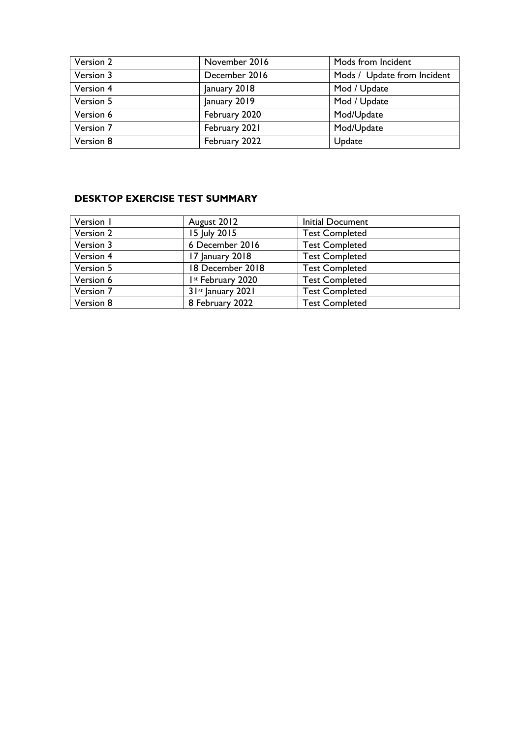| Version 2 | November 2016 | Mods from Incident |
|---|---|---|
| Version 3 | December 2016 | Mods / Update from Incident |
| Version 4 | January 2018 | Mod / Update |
| Version 5 | January 2019 | Mod / Update |
| Version 6 | February 2020 | Mod/Update |
| Version 7 | February 2021 | Mod/Update |
| Version 8 | February 2022 | Update |

**DESKTOP EXERCISE TEST SUMMARY**

| Version 1 | August 2012 | Initial Document |
|---|---|---|
| Version 2 | 15 July 2015 | Test Completed |
| Version 3 | 6 December 2016 | Test Completed |
| Version 4 | 17 January 2018 | Test Completed |
| Version 5 | 18 December 2018 | Test Completed |
| Version 6 | 1st February 2020 | Test Completed |
| Version 7 | 31st January 2021 | Test Completed |
| Version 8 | 8 February 2022 | Test Completed |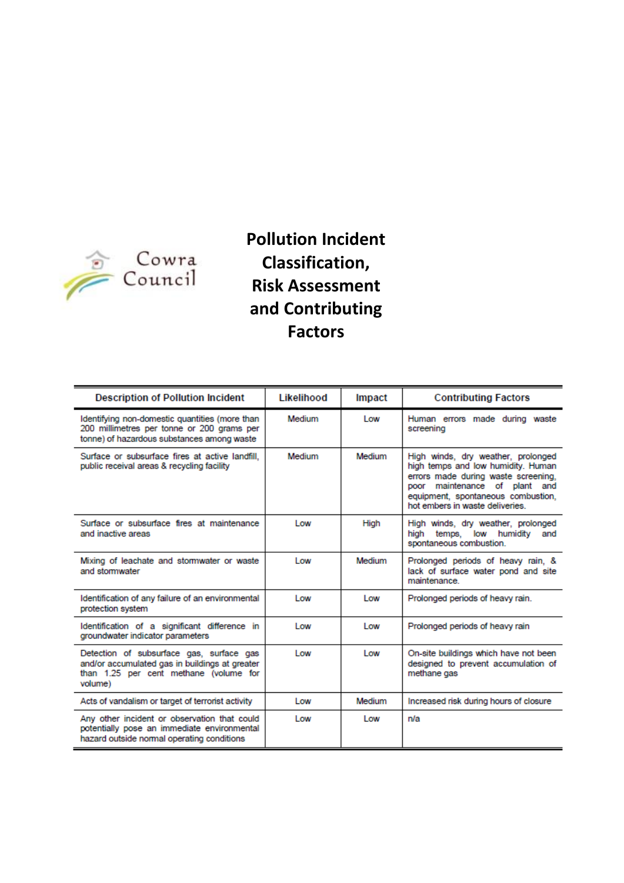Cowra Council

# Pollution Incident Classification, Risk Assessment and Contributing Factors

| Description of Pollution Incident | Likelihood | Impact | Contributing Factors |
|---|---|---|---|
| Identifying non-domestic quantities (more than 200 millimetres per tonne or 200 grams per tonne) of hazardous substances among waste | Medium | Low | Human errors made during waste screening |
| Surface or subsurface fires at active landfill, public receival areas & recycling facility | Medium | Medium | High winds, dry weather, prolonged high temps and low humidity. Human errors made during waste screening, poor maintenance of plant and equipment, spontaneous combustion, hot embers in waste deliveries. |
| Surface or subsurface fires at maintenance and inactive areas | Low | High | High winds, dry weather, prolonged high temps, low humidity and spontaneous combustion. |
| Mixing of leachate and stormwater or waste and stormwater | Low | Medium | Prolonged periods of heavy rain, & lack of surface water pond and site maintenance. |
| Identification of any failure of an environmental protection system | Low | Low | Prolonged periods of heavy rain. |
| Identification of a significant difference in groundwater indicator parameters | Low | Low | Prolonged periods of heavy rain |
| Detection of subsurface gas, surface gas and/or accumulated gas in buildings at greater than 1.25 per cent methane (volume for volume) | Low | Low | On-site buildings which have not been designed to prevent accumulation of methane gas |
| Acts of vandalism or target of terrorist activity | Low | Medium | Increased risk during hours of closure |
| Any other incident or observation that could potentially pose an immediate environmental hazard outside normal operating conditions | Low | Low | n/a |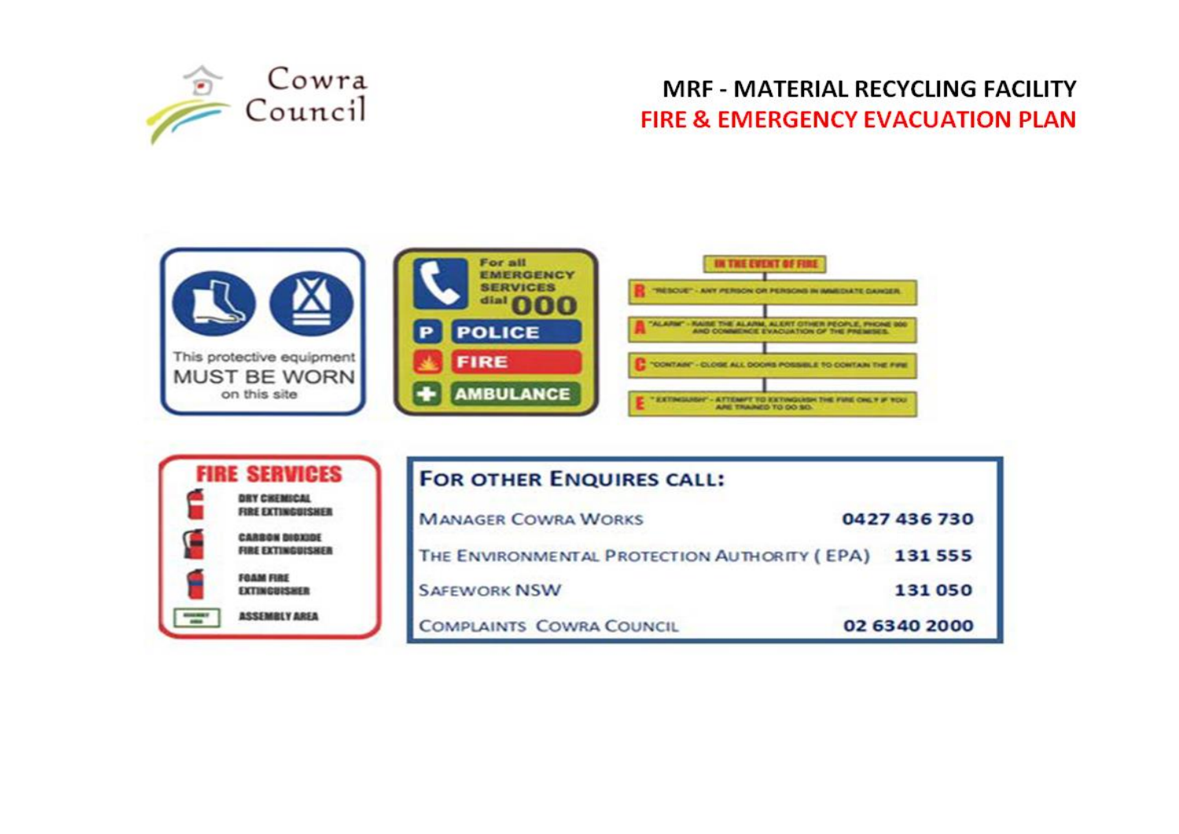Cowra Council

# MRF - MATERIAL RECYCLING FACILITY

## FIRE & EMERGENCY EVACUATION PLAN

This protective equipment MUST BE WORN on this site

For all EMERGENCY SERVICES dial 000

- P POLICE
- FIRE
- AMBULANCE

**IN THE EVENT OF FIRE**

- **R** "RESCUE" - ANY PERSON OR PERSONS IN IMMEDIATE DANGER.
- **A** "ALARM" - RAISE THE ALARM, ALERT OTHER PEOPLE, PHONE 000 AND COMMENCE EVACUATION OF THE PREMISES.
- **C** "CONTAIN" - CLOSE ALL DOORS POSSIBLE TO CONTAIN THE FIRE
- **E** "EXTINGUISH" - ATTEMPT TO EXTINGUISH THE FIRE ONLY IF YOU ARE TRAINED TO DO SO.

**FIRE SERVICES**

- DRY CHEMICAL FIRE EXTINGUISHER
- CARBON DIOXIDE FIRE EXTINGUISHER
- FOAM FIRE EXTINGUISHER
- ASSEMBLY AREA

**FOR OTHER ENQUIRES CALL:**

| | |
|---|---|
| MANAGER COWRA WORKS | 0427 436 730 |
| THE ENVIRONMENTAL PROTECTION AUTHORITY ( EPA) | 131 555 |
| SAFEWORK NSW | 131 050 |
| COMPLAINTS COWRA COUNCIL | 02 6340 2000 |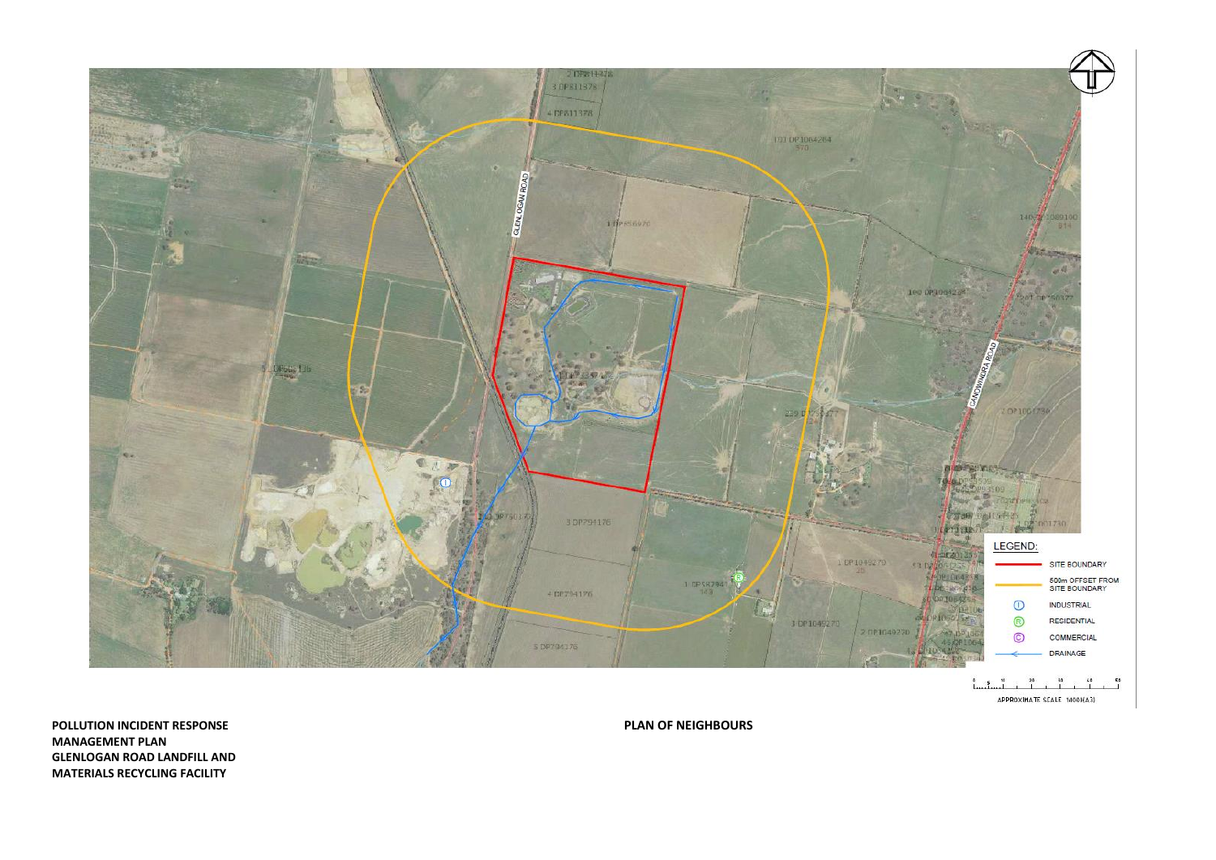GLENLOGAN ROAD

GANDWINGRA ROAD

LEGEND:

| | |
|---|---|
| (red line) | SITE BOUNDARY |
| (orange line) | 500m OFFSET FROM SITE BOUNDARY |
| Ⓘ | INDUSTRIAL |
| Ⓡ | RESIDENTIAL |
| Ⓒ | COMMERCIAL |
| (arrow) | DRAINAGE |

APPROXIMATE SCALE 1:4000(A3)

**POLLUTION INCIDENT RESPONSE MANAGEMENT PLAN**
**GLENLOGAN ROAD LANDFILL AND MATERIALS RECYCLING FACILITY**

**PLAN OF NEIGHBOURS**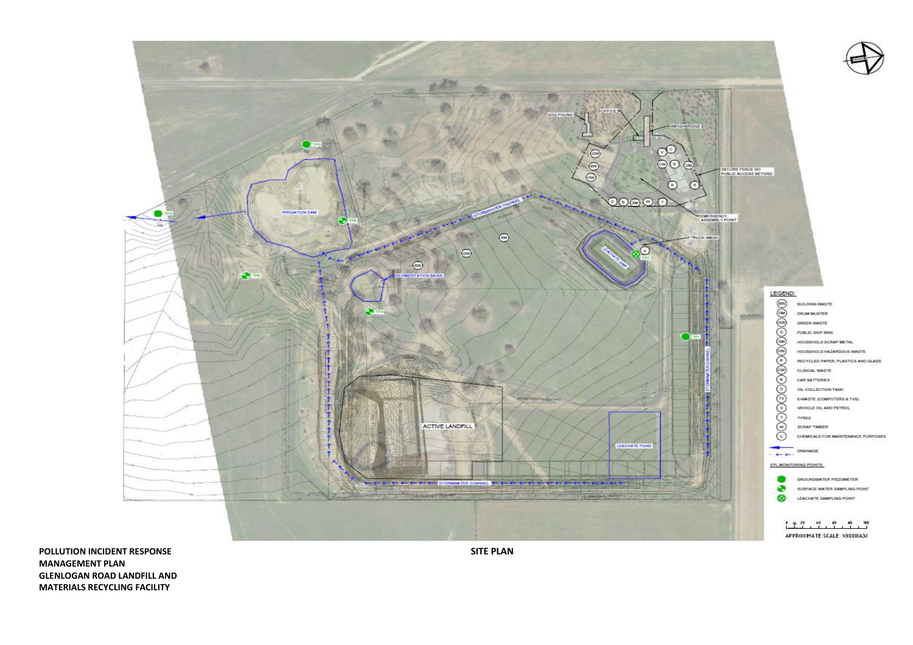**POLLUTION INCIDENT RESPONSE MANAGEMENT PLAN**
**GLENLOGAN ROAD LANDFILL AND MATERIALS RECYCLING FACILITY**

**SITE PLAN**

DOG POUND
OFFICE
WEIGHBRIDGE
SECURE FENCE NO PUBLIC ACCESS BEYOND
EMERGENCY ASSEMBLY POINT
TRUCK WASH
IRRIGATION DAM
STORMWATER CHANNEL
SEDIMENTATION BASIN
LEACHATE DAM
ACTIVE LANDFILL
LEACHATE POND
TP1
TP2
TP3
TP4
TP5
TP6
TP7

LEGEND:

BW BUILDING WASTE
DM DRUM MUSTER
GW GREEN WASTE
S PUBLIC SKIP BINS
SM HOUSEHOLD SCRAP METAL
HW HOUSEHOLD HAZARDOUS WASTE
R RECYCLED PAPER, PLASTICS AND GLASS
CW CLINICAL WASTE
B CAR BATTERIES
O OIL COLLECTION TANK
TV E-WASTE (COMPUTERS & TVS)
V VEHICLE OIL AND PETROL
T TYRES
W SCRAP TIMBER
C CHEMICALS FOR MAINTENANCE PURPOSES

DRAINAGE

EPL MONITORING POINTS:

GROUNDWATER PIEZOMETER
SURFACE WATER SAMPLING POINT
LEACHATE SAMPLING POINT

0 10 20 40 60 80 100

APPROXIMATE SCALE 1:3000(A3)